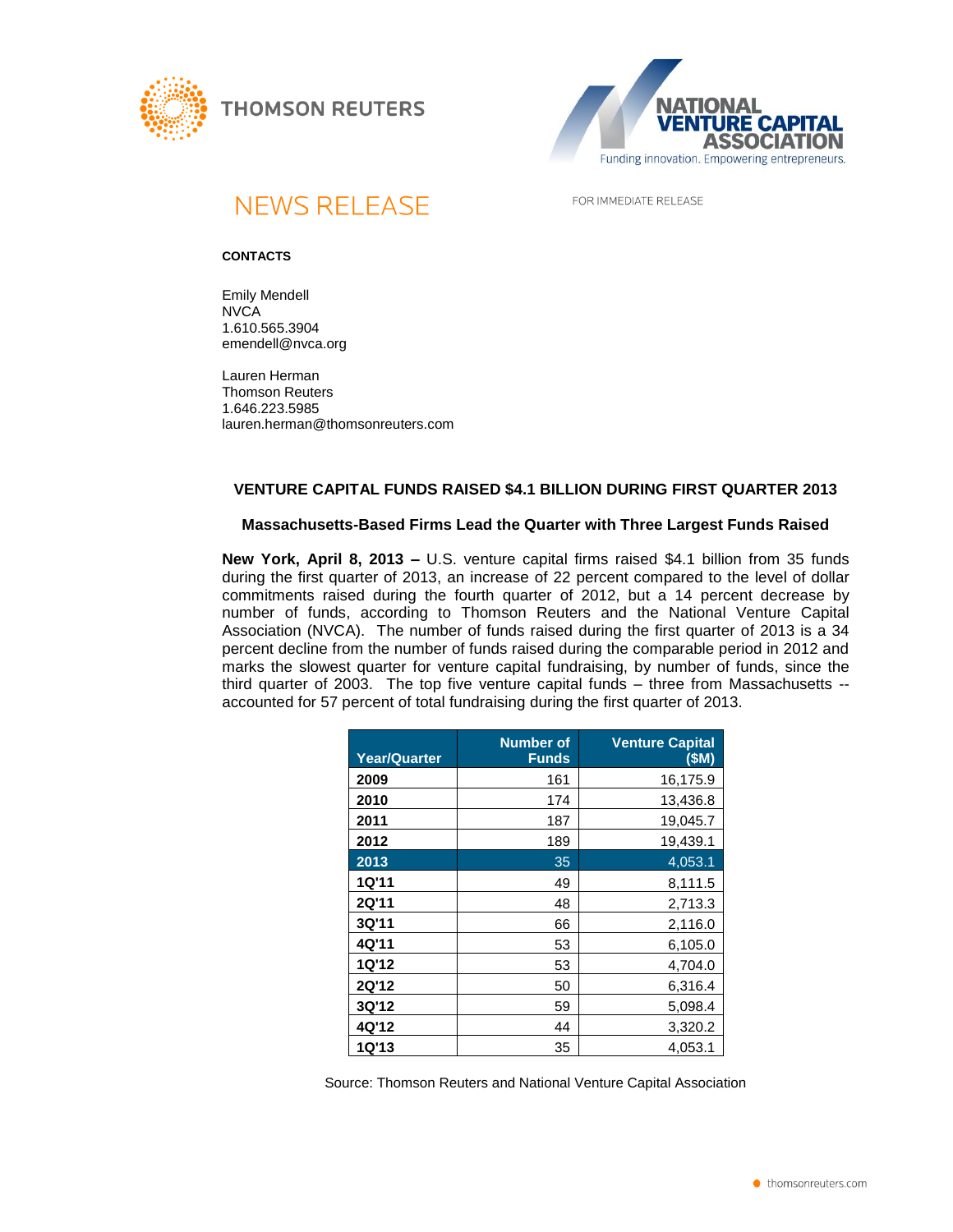THOMSON REUTERS

NATIONAL VENTURE CAPITAL ASSOCIATION
Funding innovation. Empowering entrepreneurs.

# NEWS RELEASE

FOR IMMEDIATE RELEASE

**CONTACTS**

Emily Mendell
NVCA
1.610.565.3904
emendell@nvca.org

Lauren Herman
Thomson Reuters
1.646.223.5985
lauren.herman@thomsonreuters.com

## VENTURE CAPITAL FUNDS RAISED $4.1 BILLION DURING FIRST QUARTER 2013

### Massachusetts-Based Firms Lead the Quarter with Three Largest Funds Raised

**New York, April 8, 2013 –** U.S. venture capital firms raised $4.1 billion from 35 funds during the first quarter of 2013, an increase of 22 percent compared to the level of dollar commitments raised during the fourth quarter of 2012, but a 14 percent decrease by number of funds, according to Thomson Reuters and the National Venture Capital Association (NVCA). The number of funds raised during the first quarter of 2013 is a 34 percent decline from the number of funds raised during the comparable period in 2012 and marks the slowest quarter for venture capital fundraising, by number of funds, since the third quarter of 2003. The top five venture capital funds – three from Massachusetts -- accounted for 57 percent of total fundraising during the first quarter of 2013.

| Year/Quarter | Number of Funds | Venture Capital ($M) |
|---|---|---|
| **2009** | 161 | 16,175.9 |
| **2010** | 174 | 13,436.8 |
| **2011** | 187 | 19,045.7 |
| **2012** | 189 | 19,439.1 |
| **2013** | 35 | 4,053.1 |
| **1Q'11** | 49 | 8,111.5 |
| **2Q'11** | 48 | 2,713.3 |
| **3Q'11** | 66 | 2,116.0 |
| **4Q'11** | 53 | 6,105.0 |
| **1Q'12** | 53 | 4,704.0 |
| **2Q'12** | 50 | 6,316.4 |
| **3Q'12** | 59 | 5,098.4 |
| **4Q'12** | 44 | 3,320.2 |
| **1Q'13** | 35 | 4,053.1 |

Source: Thomson Reuters and National Venture Capital Association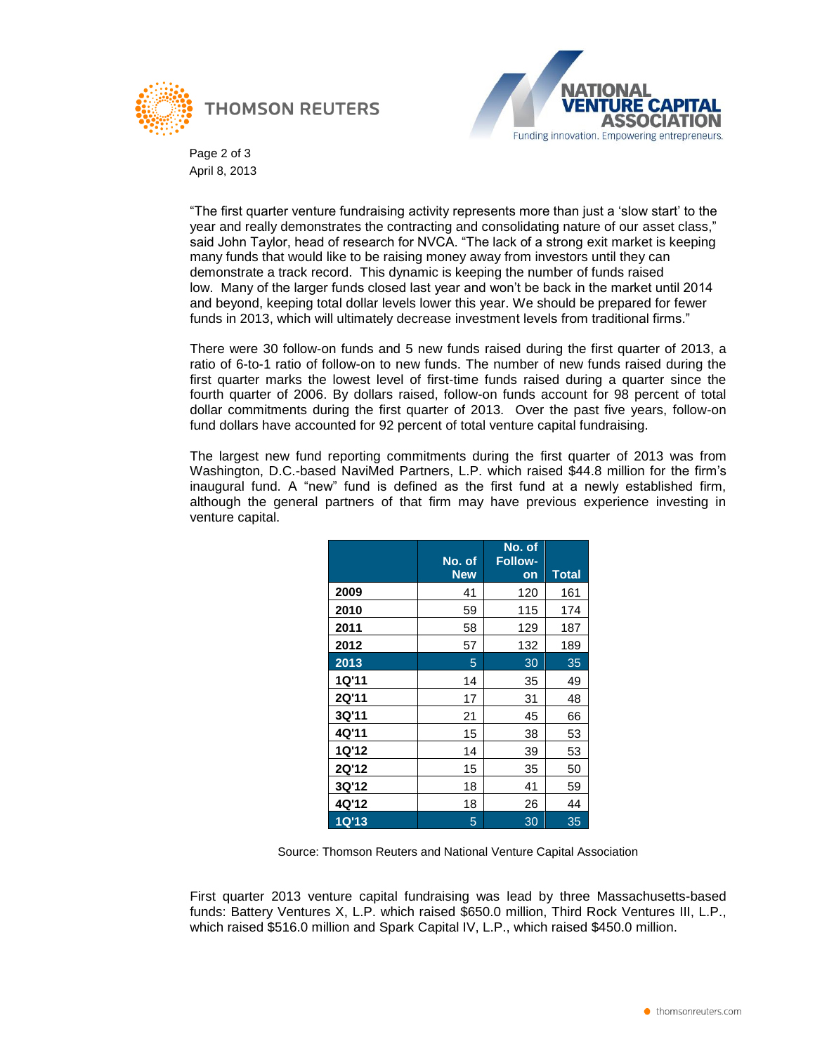"The first quarter venture fundraising activity represents more than just a 'slow start' to the year and really demonstrates the contracting and consolidating nature of our asset class," said John Taylor, head of research for NVCA. "The lack of a strong exit market is keeping many funds that would like to be raising money away from investors until they can demonstrate a track record. This dynamic is keeping the number of funds raised low. Many of the larger funds closed last year and won't be back in the market until 2014 and beyond, keeping total dollar levels lower this year. We should be prepared for fewer funds in 2013, which will ultimately decrease investment levels from traditional firms."

There were 30 follow-on funds and 5 new funds raised during the first quarter of 2013, a ratio of 6-to-1 ratio of follow-on to new funds. The number of new funds raised during the first quarter marks the lowest level of first-time funds raised during a quarter since the fourth quarter of 2006. By dollars raised, follow-on funds account for 98 percent of total dollar commitments during the first quarter of 2013. Over the past five years, follow-on fund dollars have accounted for 92 percent of total venture capital fundraising.

The largest new fund reporting commitments during the first quarter of 2013 was from Washington, D.C.-based NaviMed Partners, L.P. which raised $44.8 million for the firm's inaugural fund. A "new" fund is defined as the first fund at a newly established firm, although the general partners of that firm may have previous experience investing in venture capital.

| | No. of New | No. of Follow-on | Total |
|---|---|---|---|
| **2009** | 41 | 120 | 161 |
| **2010** | 59 | 115 | 174 |
| **2011** | 58 | 129 | 187 |
| **2012** | 57 | 132 | 189 |
| **2013** | 5 | 30 | 35 |
| **1Q'11** | 14 | 35 | 49 |
| **2Q'11** | 17 | 31 | 48 |
| **3Q'11** | 21 | 45 | 66 |
| **4Q'11** | 15 | 38 | 53 |
| **1Q'12** | 14 | 39 | 53 |
| **2Q'12** | 15 | 35 | 50 |
| **3Q'12** | 18 | 41 | 59 |
| **4Q'12** | 18 | 26 | 44 |
| **1Q'13** | 5 | 30 | 35 |

Source: Thomson Reuters and National Venture Capital Association

First quarter 2013 venture capital fundraising was lead by three Massachusetts-based funds: Battery Ventures X, L.P. which raised $650.0 million, Third Rock Ventures III, L.P., which raised $516.0 million and Spark Capital IV, L.P., which raised $450.0 million.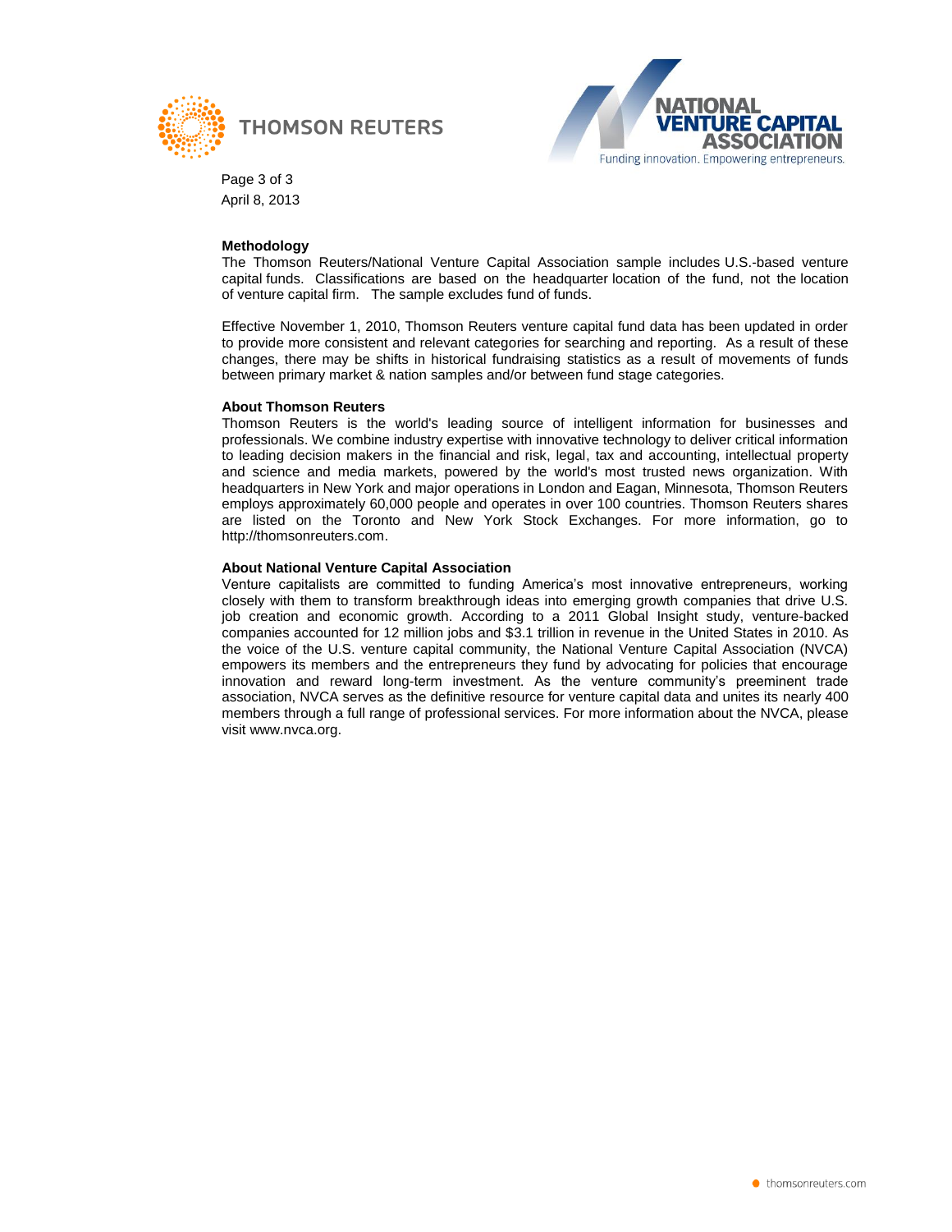April 8, 2013

### Methodology

The Thomson Reuters/National Venture Capital Association sample includes U.S.-based venture capital funds. Classifications are based on the headquarter location of the fund, not the location of venture capital firm. The sample excludes fund of funds.

Effective November 1, 2010, Thomson Reuters venture capital fund data has been updated in order to provide more consistent and relevant categories for searching and reporting. As a result of these changes, there may be shifts in historical fundraising statistics as a result of movements of funds between primary market & nation samples and/or between fund stage categories.

### About Thomson Reuters

Thomson Reuters is the world's leading source of intelligent information for businesses and professionals. We combine industry expertise with innovative technology to deliver critical information to leading decision makers in the financial and risk, legal, tax and accounting, intellectual property and science and media markets, powered by the world's most trusted news organization. With headquarters in New York and major operations in London and Eagan, Minnesota, Thomson Reuters employs approximately 60,000 people and operates in over 100 countries. Thomson Reuters shares are listed on the Toronto and New York Stock Exchanges. For more information, go to http://thomsonreuters.com.

### About National Venture Capital Association

Venture capitalists are committed to funding America's most innovative entrepreneurs, working closely with them to transform breakthrough ideas into emerging growth companies that drive U.S. job creation and economic growth. According to a 2011 Global Insight study, venture-backed companies accounted for 12 million jobs and $3.1 trillion in revenue in the United States in 2010. As the voice of the U.S. venture capital community, the National Venture Capital Association (NVCA) empowers its members and the entrepreneurs they fund by advocating for policies that encourage innovation and reward long-term investment. As the venture community's preeminent trade association, NVCA serves as the definitive resource for venture capital data and unites its nearly 400 members through a full range of professional services. For more information about the NVCA, please visit www.nvca.org.